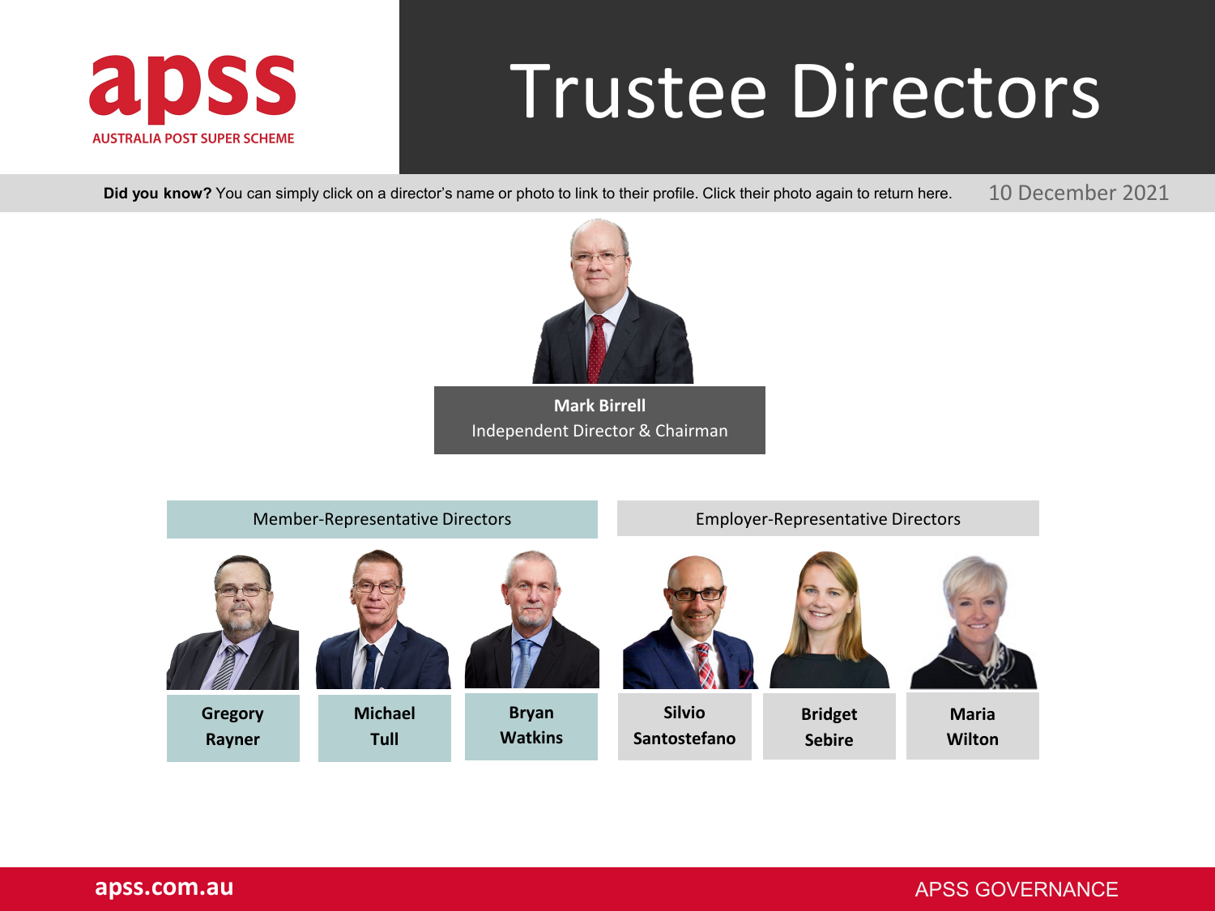apss
AUSTRALIA POST SUPER SCHEME

# Trustee Directors

**Did you know?** You can simply click on a director's name or photo to link to their profile. Click their photo again to return here.

10 December 2021

**Mark Birrell**
Independent Director & Chairman

## Member-Representative Directors

- **Gregory Rayner**
- **Michael Tull**
- **Bryan Watkins**

## Employer-Representative Directors

- **Silvio Santostefano**
- **Bridget Sebire**
- **Maria Wilton**

apss.com.au

APSS GOVERNANCE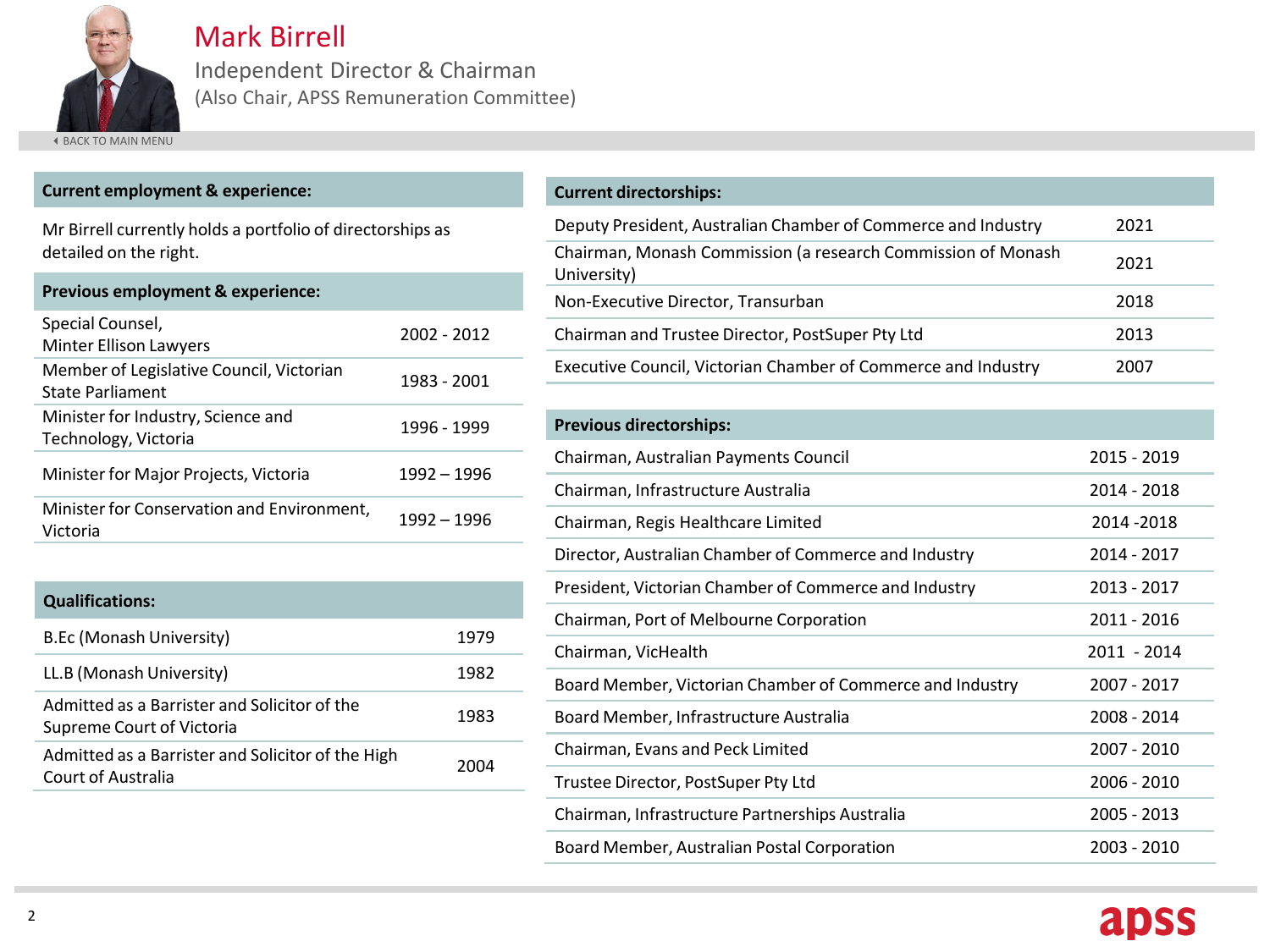# Mark Birrell

## Independent Director & Chairman

(Also Chair, APSS Remuneration Committee)

BACK TO MAIN MENU

### Current employment & experience:

Mr Birrell currently holds a portfolio of directorships as detailed on the right.

### Previous employment & experience:

| Role | Period |
|---|---|
| Special Counsel, Minter Ellison Lawyers | 2002 - 2012 |
| Member of Legislative Council, Victorian State Parliament | 1983 - 2001 |
| Minister for Industry, Science and Technology, Victoria | 1996 - 1999 |
| Minister for Major Projects, Victoria | 1992 – 1996 |
| Minister for Conservation and Environment, Victoria | 1992 – 1996 |

### Qualifications:

| Qualification | Year |
|---|---|
| B.Ec (Monash University) | 1979 |
| LL.B (Monash University) | 1982 |
| Admitted as a Barrister and Solicitor of the Supreme Court of Victoria | 1983 |
| Admitted as a Barrister and Solicitor of the High Court of Australia | 2004 |

### Current directorships:

| Directorship | Year |
|---|---|
| Deputy President, Australian Chamber of Commerce and Industry | 2021 |
| Chairman, Monash Commission (a research Commission of Monash University) | 2021 |
| Non-Executive Director, Transurban | 2018 |
| Chairman and Trustee Director, PostSuper Pty Ltd | 2013 |
| Executive Council, Victorian Chamber of Commerce and Industry | 2007 |

### Previous directorships:

| Directorship | Period |
|---|---|
| Chairman, Australian Payments Council | 2015 - 2019 |
| Chairman, Infrastructure Australia | 2014 - 2018 |
| Chairman, Regis Healthcare Limited | 2014 -2018 |
| Director, Australian Chamber of Commerce and Industry | 2014 - 2017 |
| President, Victorian Chamber of Commerce and Industry | 2013 - 2017 |
| Chairman, Port of Melbourne Corporation | 2011 - 2016 |
| Chairman, VicHealth | 2011 - 2014 |
| Board Member, Victorian Chamber of Commerce and Industry | 2007 - 2017 |
| Board Member, Infrastructure Australia | 2008 - 2014 |
| Chairman, Evans and Peck Limited | 2007 - 2010 |
| Trustee Director, PostSuper Pty Ltd | 2006 - 2010 |
| Chairman, Infrastructure Partnerships Australia | 2005 - 2013 |
| Board Member, Australian Postal Corporation | 2003 - 2010 |

apss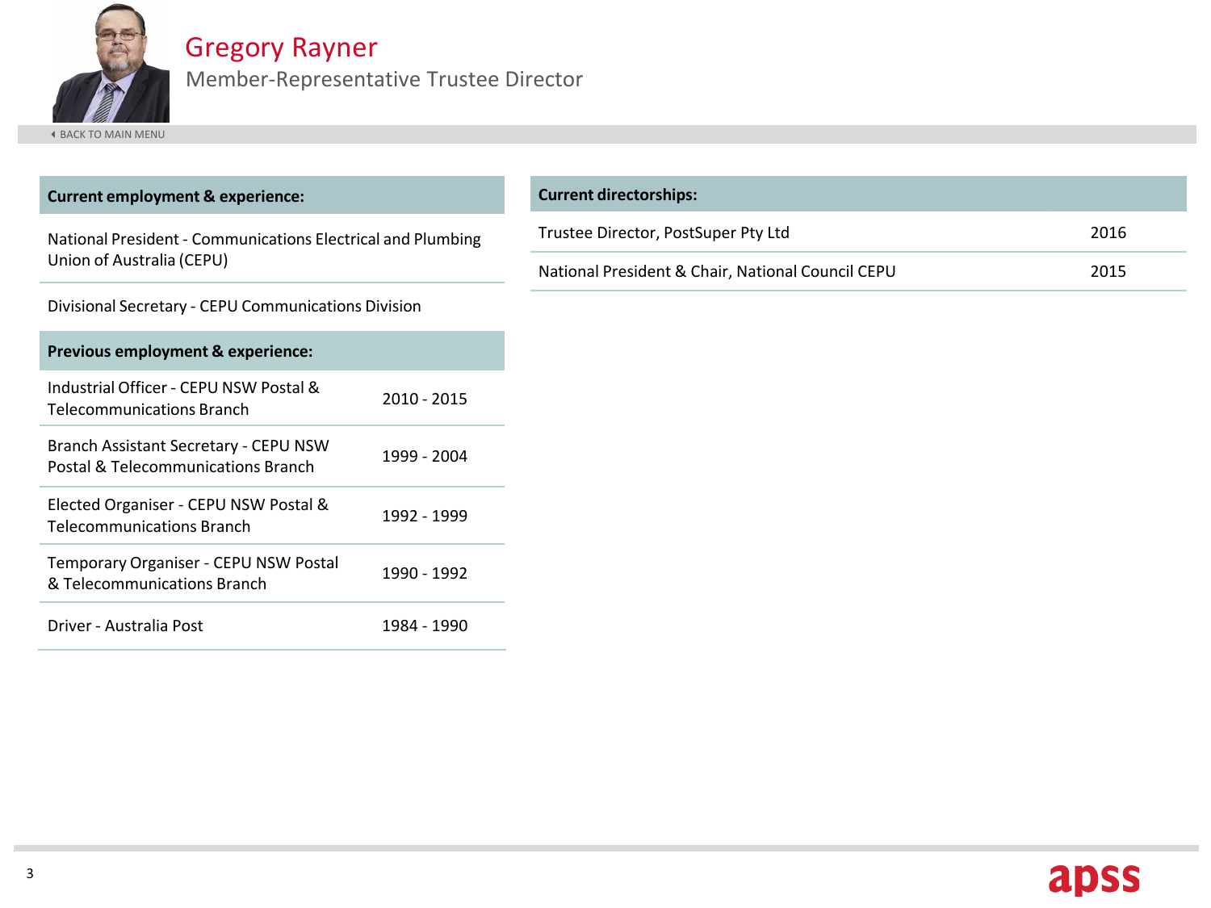# Gregory Rayner

## Member-Representative Trustee Director

BACK TO MAIN MENU

| Current employment & experience: |
| --- |
| National President - Communications Electrical and Plumbing Union of Australia (CEPU) |
| Divisional Secretary - CEPU Communications Division |

| Previous employment & experience: | |
| --- | --- |
| Industrial Officer - CEPU NSW Postal & Telecommunications Branch | 2010 - 2015 |
| Branch Assistant Secretary - CEPU NSW Postal & Telecommunications Branch | 1999 - 2004 |
| Elected Organiser - CEPU NSW Postal & Telecommunications Branch | 1992 - 1999 |
| Temporary Organiser - CEPU NSW Postal & Telecommunications Branch | 1990 - 1992 |
| Driver - Australia Post | 1984 - 1990 |

| Current directorships: | |
| --- | --- |
| Trustee Director, PostSuper Pty Ltd | 2016 |
| National President & Chair, National Council CEPU | 2015 |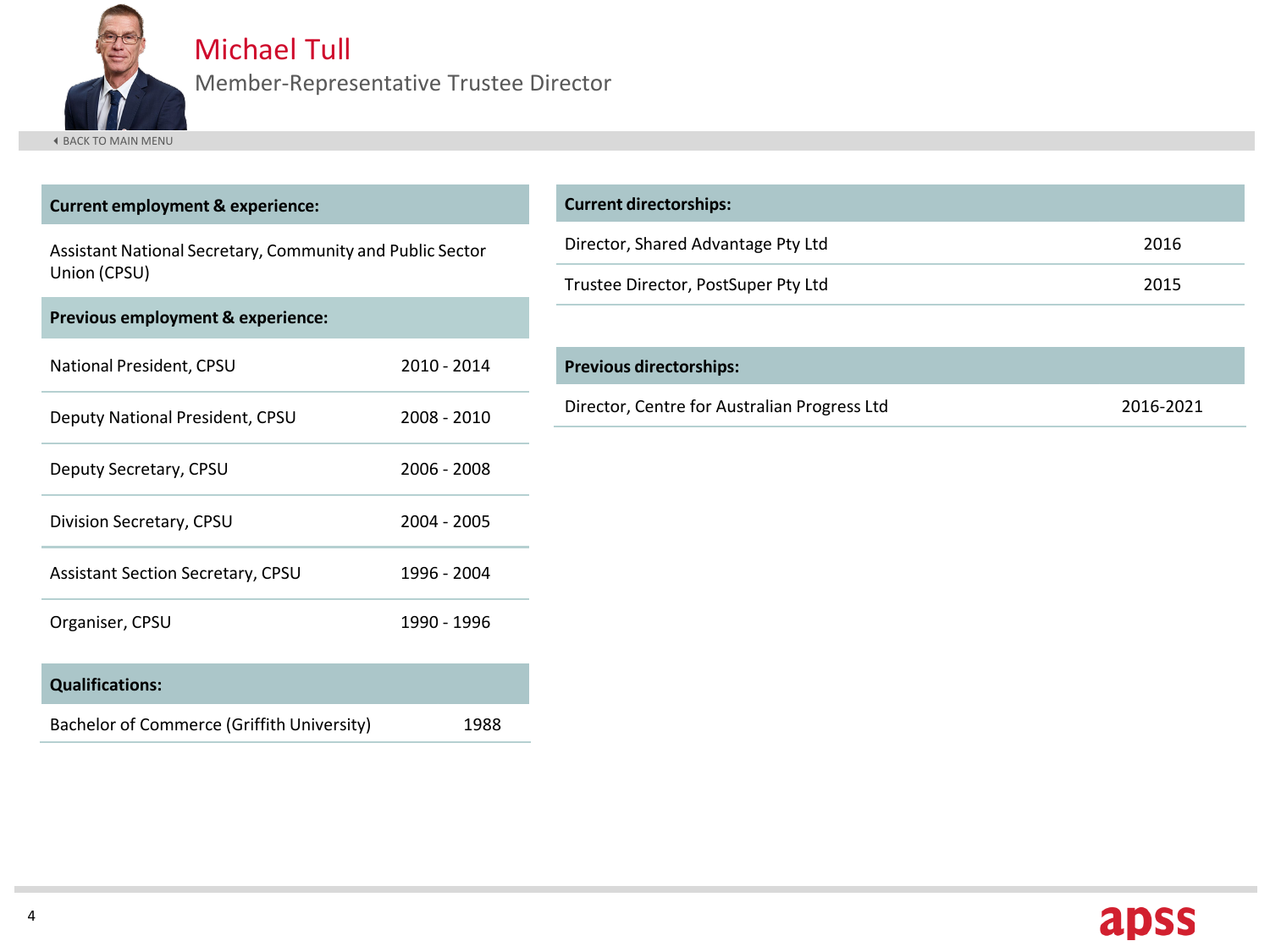# Michael Tull

Member-Representative Trustee Director

BACK TO MAIN MENU

| Current employment & experience: | |
|---|---|
| Assistant National Secretary, Community and Public Sector Union (CPSU) | |

| Previous employment & experience: | |
|---|---|
| National President, CPSU | 2010 - 2014 |
| Deputy National President, CPSU | 2008 - 2010 |
| Deputy Secretary, CPSU | 2006 - 2008 |
| Division Secretary, CPSU | 2004 - 2005 |
| Assistant Section Secretary, CPSU | 1996 - 2004 |
| Organiser, CPSU | 1990 - 1996 |

| Qualifications: | |
|---|---|
| Bachelor of Commerce (Griffith University) | 1988 |

| Current directorships: | |
|---|---|
| Director, Shared Advantage Pty Ltd | 2016 |
| Trustee Director, PostSuper Pty Ltd | 2015 |

| Previous directorships: | |
|---|---|
| Director, Centre for Australian Progress Ltd | 2016-2021 |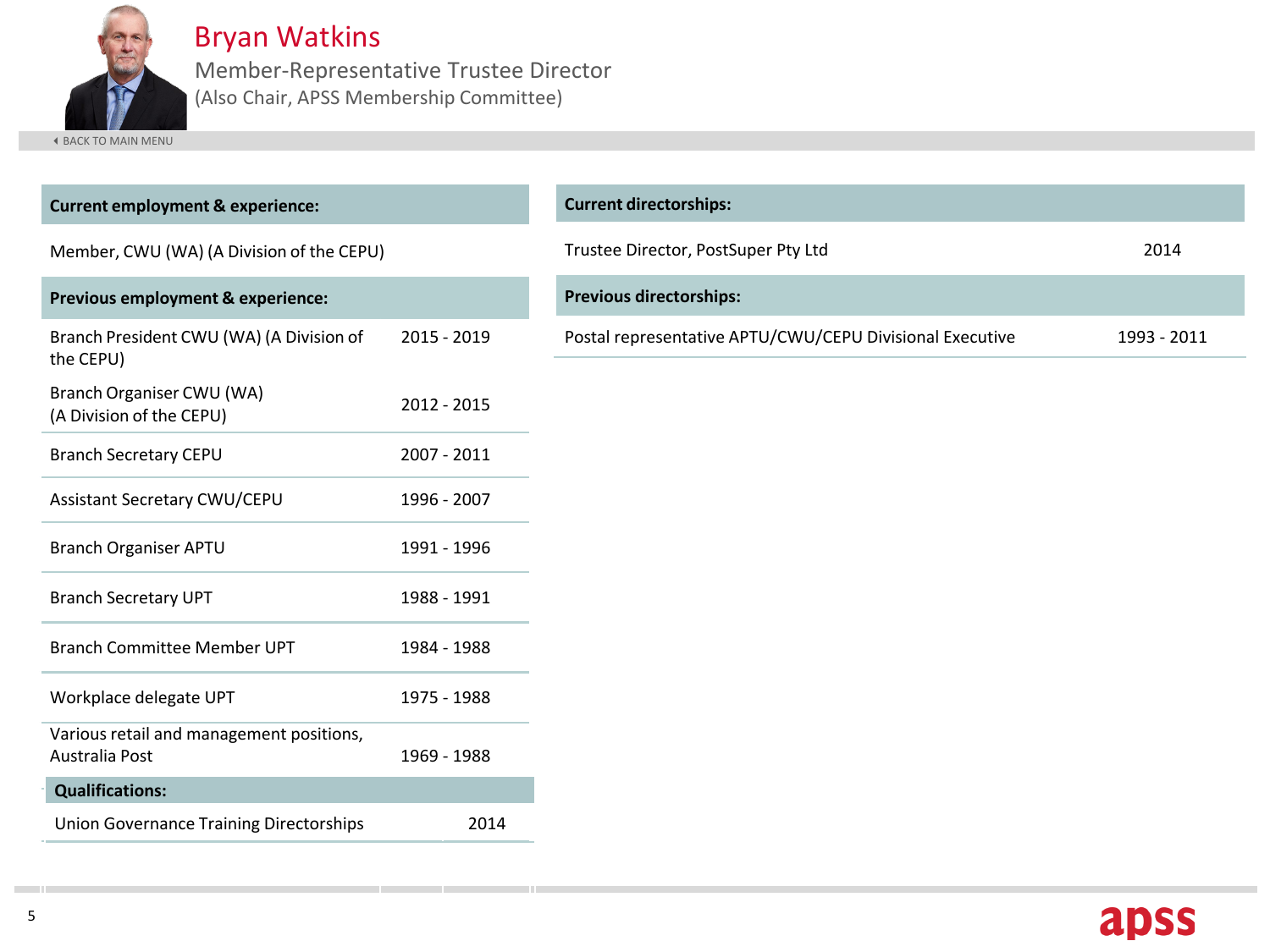# Bryan Watkins

## Member-Representative Trustee Director

(Also Chair, APSS Membership Committee)

BACK TO MAIN MENU

| Current employment & experience: | |
|---|---|
| Member, CWU (WA) (A Division of the CEPU) | |

| Previous employment & experience: | |
|---|---|
| Branch President CWU (WA) (A Division of the CEPU) | 2015 - 2019 |
| Branch Organiser CWU (WA) (A Division of the CEPU) | 2012 - 2015 |
| Branch Secretary CEPU | 2007 - 2011 |
| Assistant Secretary CWU/CEPU | 1996 - 2007 |
| Branch Organiser APTU | 1991 - 1996 |
| Branch Secretary UPT | 1988 - 1991 |
| Branch Committee Member UPT | 1984 - 1988 |
| Workplace delegate UPT | 1975 - 1988 |
| Various retail and management positions, Australia Post | 1969 - 1988 |

| Qualifications: | |
|---|---|
| Union Governance Training Directorships | 2014 |

| Current directorships: | |
|---|---|
| Trustee Director, PostSuper Pty Ltd | 2014 |

| Previous directorships: | |
|---|---|
| Postal representative APTU/CWU/CEPU Divisional Executive | 1993 - 2011 |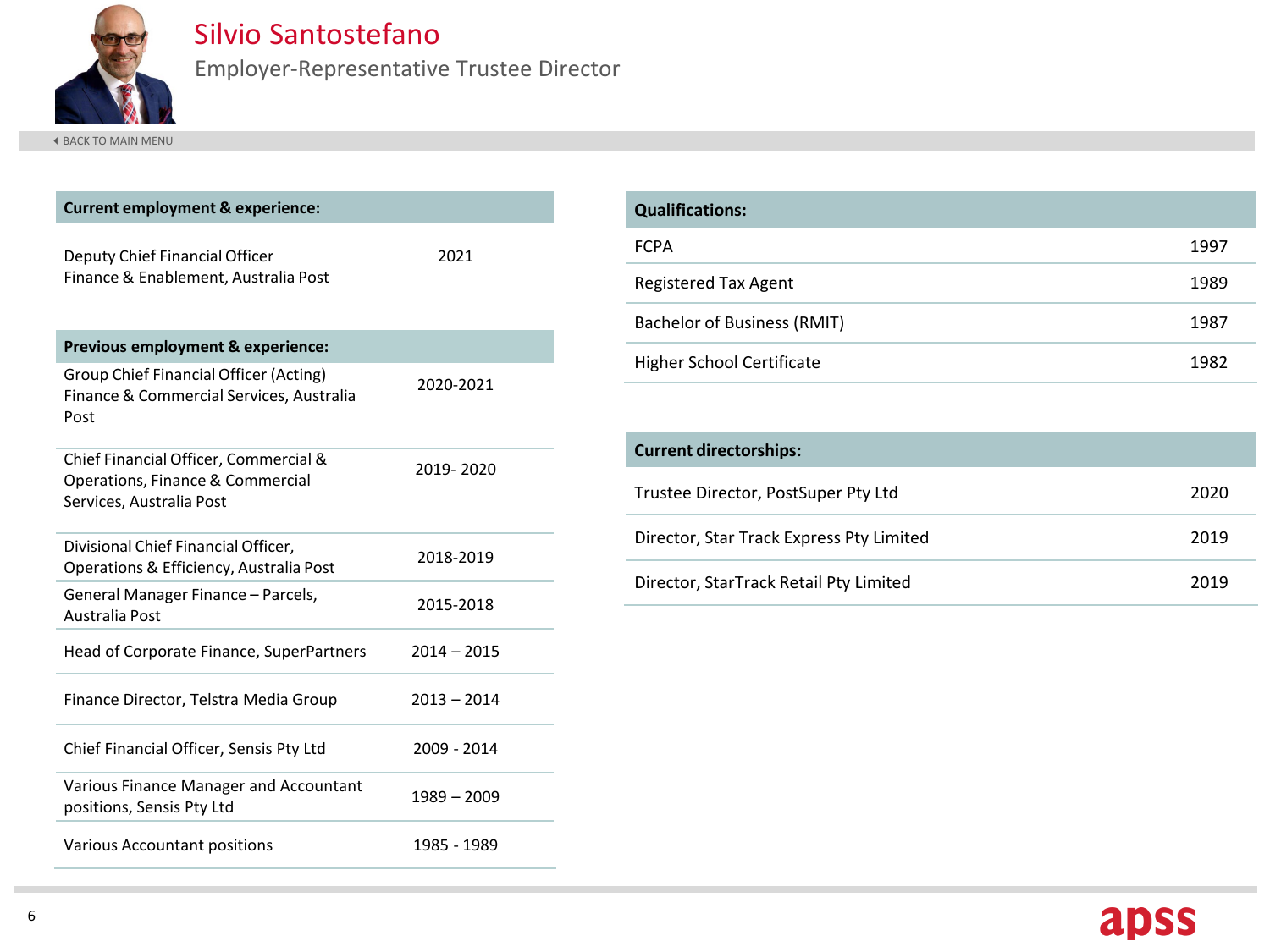# Silvio Santostefano

## Employer-Representative Trustee Director

BACK TO MAIN MENU

| Current employment & experience: | |
|---|---|
| Deputy Chief Financial Officer<br>Finance & Enablement, Australia Post | 2021 |

| Previous employment & experience: | |
|---|---|
| Group Chief Financial Officer (Acting)<br>Finance & Commercial Services, Australia Post | 2020-2021 |
| Chief Financial Officer, Commercial & Operations, Finance & Commercial Services, Australia Post | 2019- 2020 |
| Divisional Chief Financial Officer, Operations & Efficiency, Australia Post | 2018-2019 |
| General Manager Finance – Parcels, Australia Post | 2015-2018 |
| Head of Corporate Finance, SuperPartners | 2014 – 2015 |
| Finance Director, Telstra Media Group | 2013 – 2014 |
| Chief Financial Officer, Sensis Pty Ltd | 2009 - 2014 |
| Various Finance Manager and Accountant positions, Sensis Pty Ltd | 1989 – 2009 |
| Various Accountant positions | 1985 - 1989 |

| Qualifications: | |
|---|---|
| FCPA | 1997 |
| Registered Tax Agent | 1989 |
| Bachelor of Business (RMIT) | 1987 |
| Higher School Certificate | 1982 |

| Current directorships: | |
|---|---|
| Trustee Director, PostSuper Pty Ltd | 2020 |
| Director, Star Track Express Pty Limited | 2019 |
| Director, StarTrack Retail Pty Limited | 2019 |

apss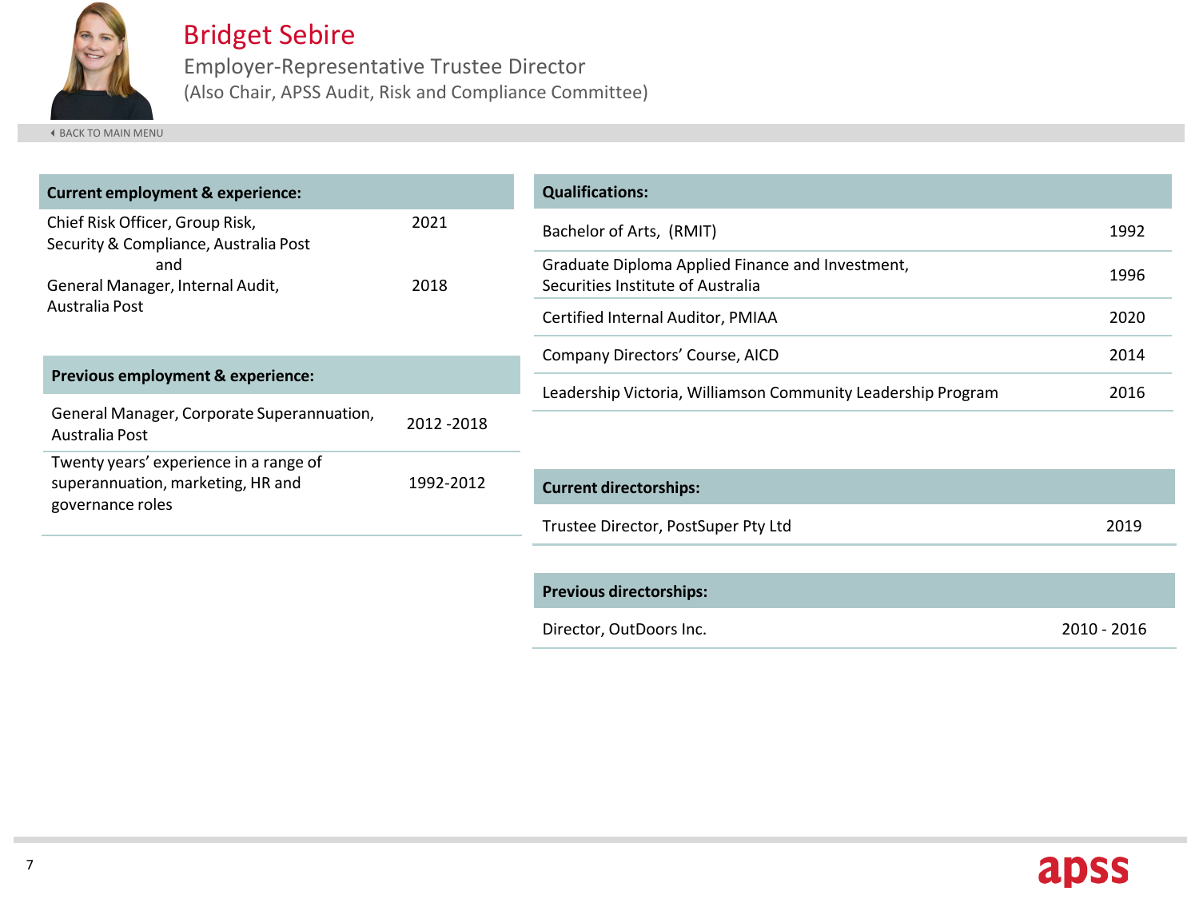# Bridget Sebire

## Employer-Representative Trustee Director

(Also Chair, APSS Audit, Risk and Compliance Committee)

BACK TO MAIN MENU

| Current employment & experience: | |
|---|---|
| Chief Risk Officer, Group Risk, Security & Compliance, Australia Post | 2021 |
| and | |
| General Manager, Internal Audit, Australia Post | 2018 |

| Previous employment & experience: | |
|---|---|
| General Manager, Corporate Superannuation, Australia Post | 2012 -2018 |
| Twenty years' experience in a range of superannuation, marketing, HR and governance roles | 1992-2012 |

| Qualifications: | |
|---|---|
| Bachelor of Arts, (RMIT) | 1992 |
| Graduate Diploma Applied Finance and Investment, Securities Institute of Australia | 1996 |
| Certified Internal Auditor, PMIAA | 2020 |
| Company Directors' Course, AICD | 2014 |
| Leadership Victoria, Williamson Community Leadership Program | 2016 |

| Current directorships: | |
|---|---|
| Trustee Director, PostSuper Pty Ltd | 2019 |

| Previous directorships: | |
|---|---|
| Director, OutDoors Inc. | 2010 - 2016 |

apss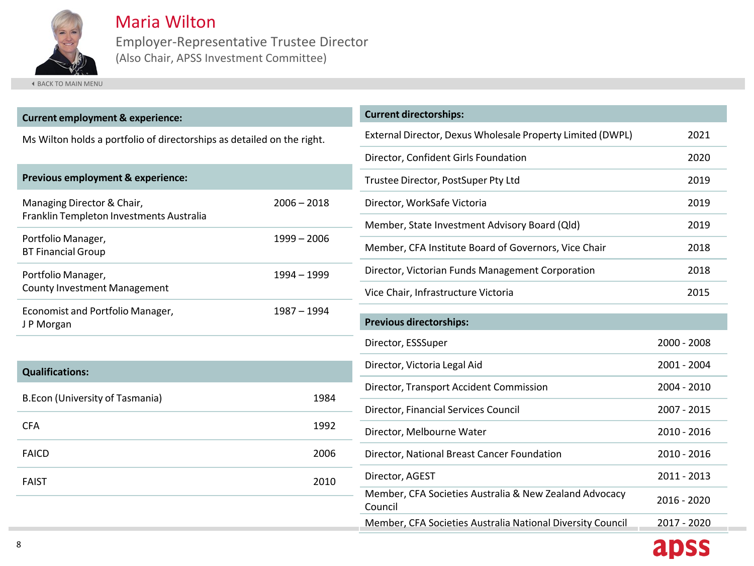# Maria Wilton

## Employer-Representative Trustee Director

(Also Chair, APSS Investment Committee)

BACK TO MAIN MENU

### Current employment & experience:

Ms Wilton holds a portfolio of directorships as detailed on the right.

### Previous employment & experience:

| Role | Years |
|---|---|
| Managing Director & Chair, Franklin Templeton Investments Australia | 2006 – 2018 |
| Portfolio Manager, BT Financial Group | 1999 – 2006 |
| Portfolio Manager, County Investment Management | 1994 – 1999 |
| Economist and Portfolio Manager, J P Morgan | 1987 – 1994 |

### Qualifications:

| Qualification | Year |
|---|---|
| B.Econ (University of Tasmania) | 1984 |
| CFA | 1992 |
| FAICD | 2006 |
| FAIST | 2010 |

### Current directorships:

| Directorship | Year |
|---|---|
| External Director, Dexus Wholesale Property Limited (DWPL) | 2021 |
| Director, Confident Girls Foundation | 2020 |
| Trustee Director, PostSuper Pty Ltd | 2019 |
| Director, WorkSafe Victoria | 2019 |
| Member, State Investment Advisory Board (Qld) | 2019 |
| Member, CFA Institute Board of Governors, Vice Chair | 2018 |
| Director, Victorian Funds Management Corporation | 2018 |
| Vice Chair, Infrastructure Victoria | 2015 |

### Previous directorships:

| Directorship | Years |
|---|---|
| Director, ESSSuper | 2000 - 2008 |
| Director, Victoria Legal Aid | 2001 - 2004 |
| Director, Transport Accident Commission | 2004 - 2010 |
| Director, Financial Services Council | 2007 - 2015 |
| Director, Melbourne Water | 2010 - 2016 |
| Director, National Breast Cancer Foundation | 2010 - 2016 |
| Director, AGEST | 2011 - 2013 |
| Member, CFA Societies Australia & New Zealand Advocacy Council | 2016 - 2020 |
| Member, CFA Societies Australia National Diversity Council | 2017 - 2020 |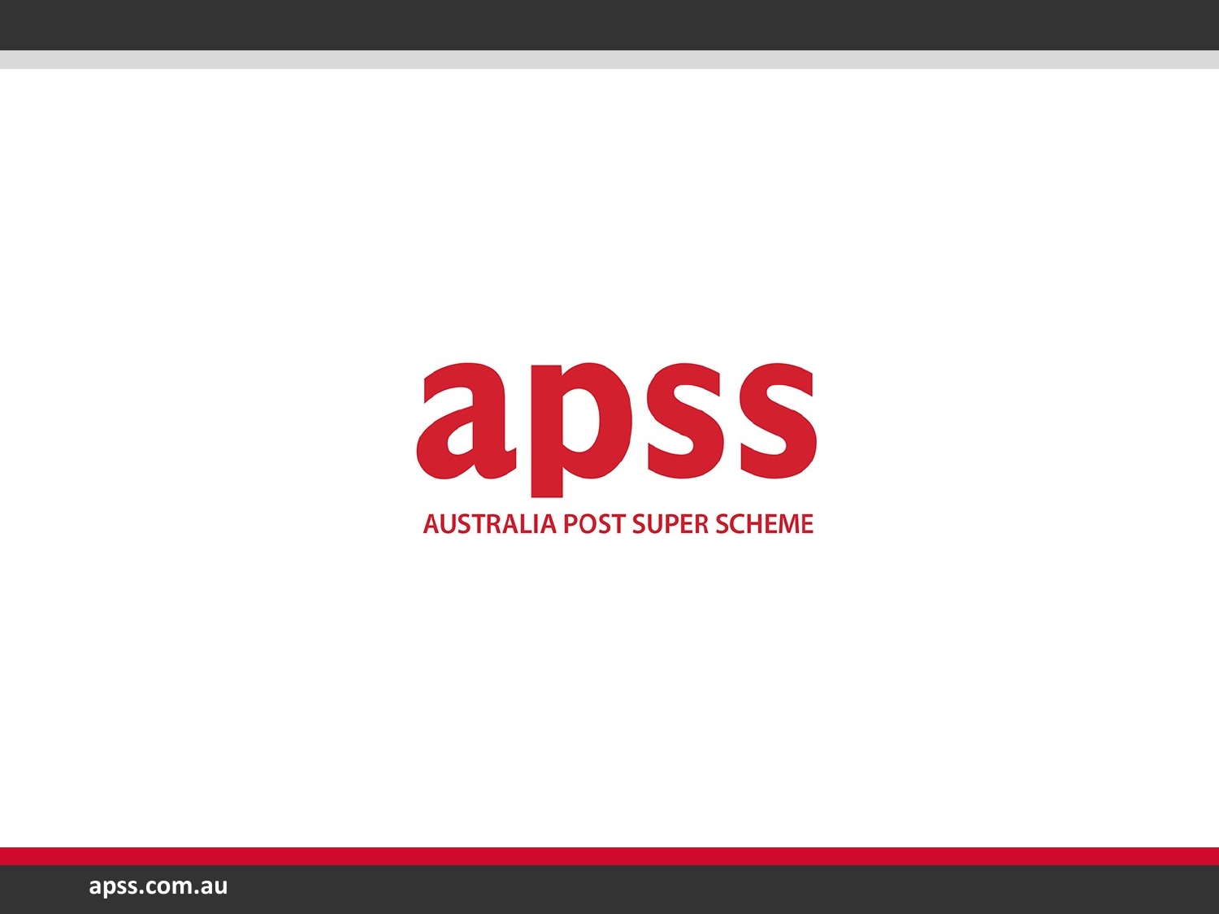apss

AUSTRALIA POST SUPER SCHEME

apss.com.au